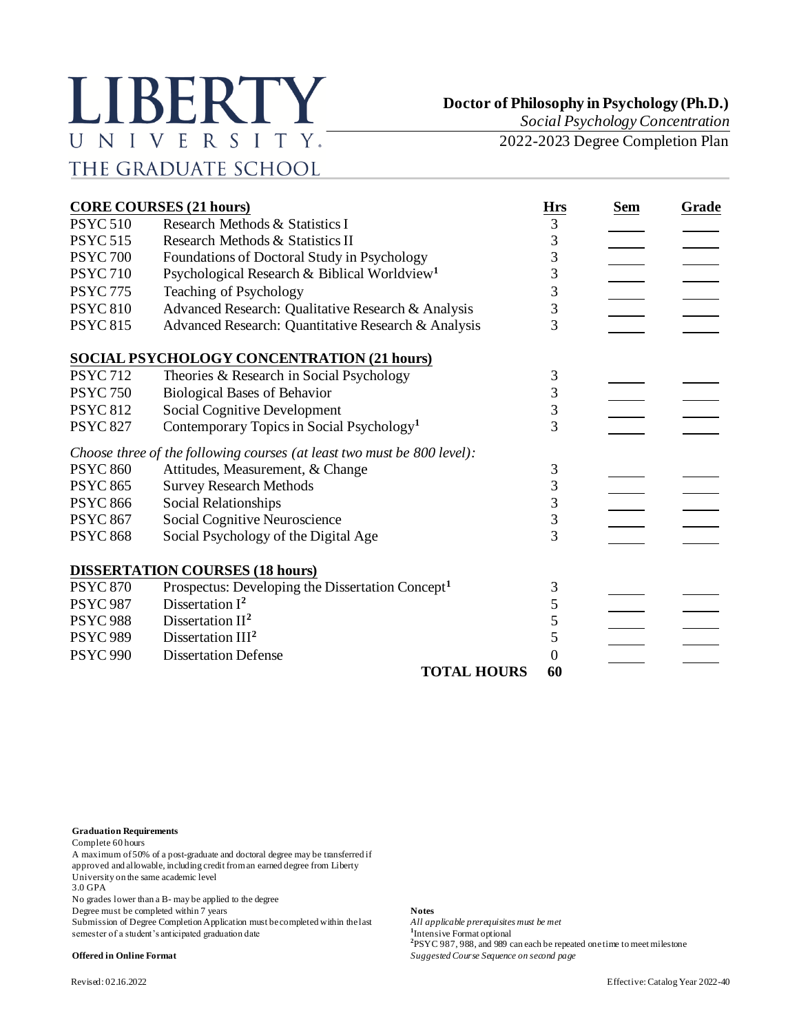# LIBERTY UNIVERSITY
## THE GRADUATE SCHOOL

**Doctor of Philosophy in Psychology (Ph.D.)**
*Social Psychology Concentration*
2022-2023 Degree Completion Plan

| **CORE COURSES (21 hours)** | | **Hrs** | **Sem** | **Grade** |
|---|---|---|---|---|
| PSYC 510 | Research Methods & Statistics I | 3 | | |
| PSYC 515 | Research Methods & Statistics II | 3 | | |
| PSYC 700 | Foundations of Doctoral Study in Psychology | 3 | | |
| PSYC 710 | Psychological Research & Biblical Worldview[1] | 3 | | |
| PSYC 775 | Teaching of Psychology | 3 | | |
| PSYC 810 | Advanced Research: Qualitative Research & Analysis | 3 | | |
| PSYC 815 | Advanced Research: Quantitative Research & Analysis | 3 | | |
| **SOCIAL PSYCHOLOGY CONCENTRATION (21 hours)** | | | | |
| PSYC 712 | Theories & Research in Social Psychology | 3 | | |
| PSYC 750 | Biological Bases of Behavior | 3 | | |
| PSYC 812 | Social Cognitive Development | 3 | | |
| PSYC 827 | Contemporary Topics in Social Psychology[1] | 3 | | |
| *Choose three of the following courses (at least two must be 800 level):* | | | | |
| PSYC 860 | Attitudes, Measurement, & Change | 3 | | |
| PSYC 865 | Survey Research Methods | 3 | | |
| PSYC 866 | Social Relationships | 3 | | |
| PSYC 867 | Social Cognitive Neuroscience | 3 | | |
| PSYC 868 | Social Psychology of the Digital Age | 3 | | |
| **DISSERTATION COURSES (18 hours)** | | | | |
| PSYC 870 | Prospectus: Developing the Dissertation Concept[1] | 3 | | |
| PSYC 987 | Dissertation I[2] | 5 | | |
| PSYC 988 | Dissertation II[2] | 5 | | |
| PSYC 989 | Dissertation III[2] | 5 | | |
| PSYC 990 | Dissertation Defense | 0 | | |
| | **TOTAL HOURS** | **60** | | |

**Graduation Requirements**
Complete 60 hours
A maximum of 50% of a post-graduate and doctoral degree may be transferred if approved and allowable, including credit from an earned degree from Liberty University on the same academic level
3.0 GPA
No grades lower than a B- may be applied to the degree
Degree must be completed within 7 years
Submission of Degree Completion Application must be completed within the last semester of a student's anticipated graduation date

**Offered in Online Format**

**Notes**
*All applicable prerequisites must be met*
[1]Intensive Format optional
[2]PSYC 987, 988, and 989 can each be repeated one time to meet milestone
*Suggested Course Sequence on second page*

Revised: 02.16.2022

Effective: Catalog Year 2022-40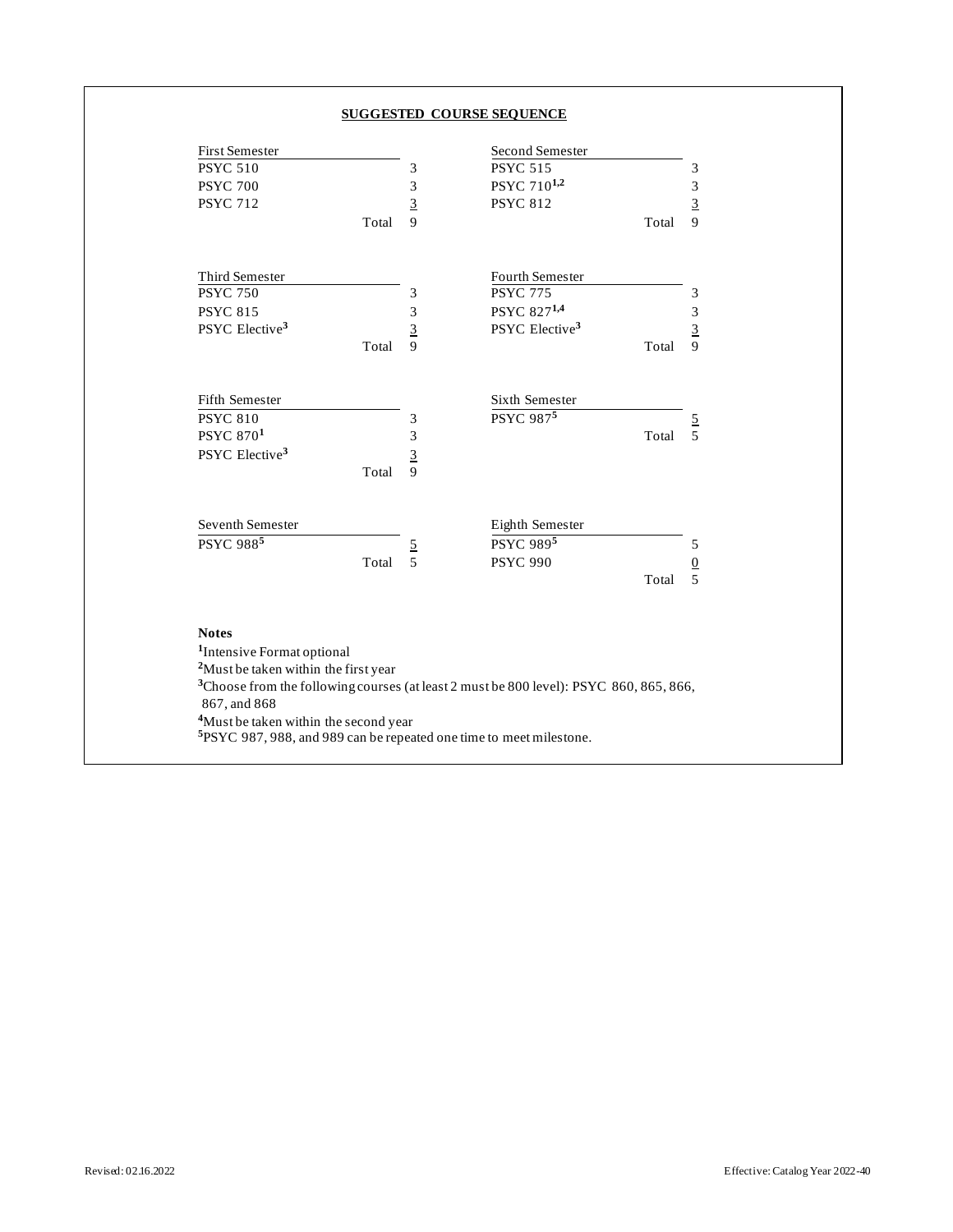## SUGGESTED COURSE SEQUENCE

| First Semester | | Second Semester | |
|---|---|---|---|
| PSYC 510 | 3 | PSYC 515 | 3 |
| PSYC 700 | 3 | PSYC 710[1,2] | 3 |
| PSYC 712 | 3 | PSYC 812 | 3 |
| Total | 9 | Total | 9 |

| Third Semester | | Fourth Semester | |
|---|---|---|---|
| PSYC 750 | 3 | PSYC 775 | 3 |
| PSYC 815 | 3 | PSYC 827[1,4] | 3 |
| PSYC Elective[3] | 3 | PSYC Elective[3] | 3 |
| Total | 9 | Total | 9 |

| Fifth Semester | | Sixth Semester | |
|---|---|---|---|
| PSYC 810 | 3 | PSYC 987[5] | 5 |
| PSYC 870[1] | 3 | Total | 5 |
| PSYC Elective[3] | 3 | | |
| Total | 9 | | |

| Seventh Semester | | Eighth Semester | |
|---|---|---|---|
| PSYC 988[5] | 5 | PSYC 989[5] | 5 |
| Total | 5 | PSYC 990 | 0 |
| | | Total | 5 |

**Notes**

[1]Intensive Format optional
[2]Must be taken within the first year
[3]Choose from the following courses (at least 2 must be 800 level): PSYC 860, 865, 866, 867, and 868
[4]Must be taken within the second year
[5]PSYC 987, 988, and 989 can be repeated one time to meet milestone.